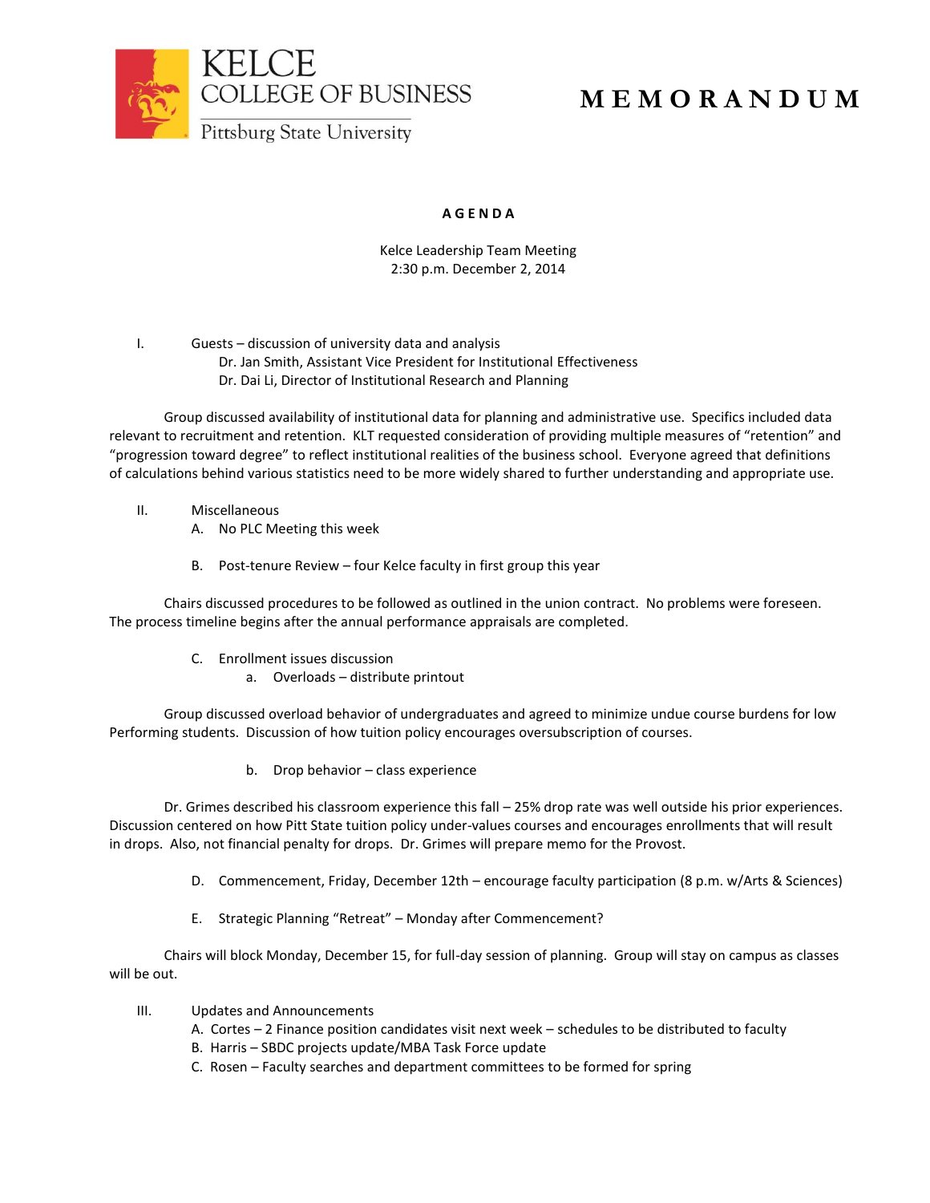KELCE COLLEGE OF BUSINESS
Pittsburg State University

# M E M O R A N D U M

## A G E N D A

Kelce Leadership Team Meeting
2:30 p.m. December 2, 2014

I. Guests – discussion of university data and analysis
   Dr. Jan Smith, Assistant Vice President for Institutional Effectiveness
   Dr. Dai Li, Director of Institutional Research and Planning

Group discussed availability of institutional data for planning and administrative use. Specifics included data relevant to recruitment and retention. KLT requested consideration of providing multiple measures of "retention" and "progression toward degree" to reflect institutional realities of the business school. Everyone agreed that definitions of calculations behind various statistics need to be more widely shared to further understanding and appropriate use.

II. Miscellaneous
   A. No PLC Meeting this week

   B. Post-tenure Review – four Kelce faculty in first group this year

Chairs discussed procedures to be followed as outlined in the union contract. No problems were foreseen. The process timeline begins after the annual performance appraisals are completed.

   C. Enrollment issues discussion
      a. Overloads – distribute printout

Group discussed overload behavior of undergraduates and agreed to minimize undue course burdens for low Performing students. Discussion of how tuition policy encourages oversubscription of courses.

      b. Drop behavior – class experience

Dr. Grimes described his classroom experience this fall – 25% drop rate was well outside his prior experiences. Discussion centered on how Pitt State tuition policy under-values courses and encourages enrollments that will result in drops. Also, not financial penalty for drops. Dr. Grimes will prepare memo for the Provost.

   D. Commencement, Friday, December 12th – encourage faculty participation (8 p.m. w/Arts & Sciences)

   E. Strategic Planning "Retreat" – Monday after Commencement?

Chairs will block Monday, December 15, for full-day session of planning. Group will stay on campus as classes will be out.

III. Updates and Announcements
   A. Cortes – 2 Finance position candidates visit next week – schedules to be distributed to faculty
   B. Harris – SBDC projects update/MBA Task Force update
   C. Rosen – Faculty searches and department committees to be formed for spring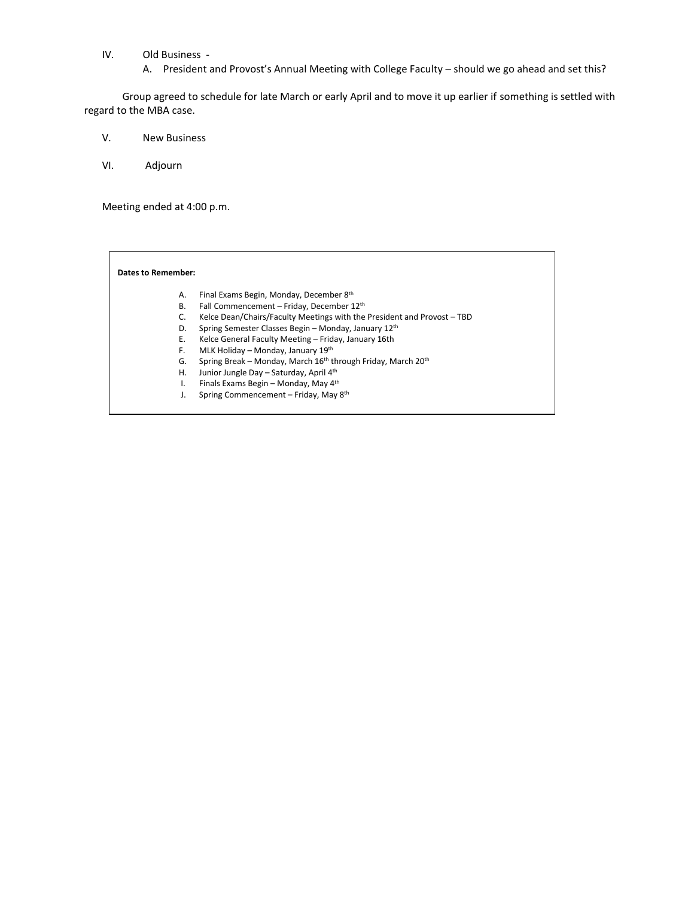IV. Old Business -

A. President and Provost's Annual Meeting with College Faculty – should we go ahead and set this?

Group agreed to schedule for late March or early April and to move it up earlier if something is settled with regard to the MBA case.

V. New Business

VI. Adjourn

Meeting ended at 4:00 p.m.

**Dates to Remember:**

A. Final Exams Begin, Monday, December 8th
B. Fall Commencement – Friday, December 12th
C. Kelce Dean/Chairs/Faculty Meetings with the President and Provost – TBD
D. Spring Semester Classes Begin – Monday, January 12th
E. Kelce General Faculty Meeting – Friday, January 16th
F. MLK Holiday – Monday, January 19th
G. Spring Break – Monday, March 16th through Friday, March 20th
H. Junior Jungle Day – Saturday, April 4th
I. Finals Exams Begin – Monday, May 4th
J. Spring Commencement – Friday, May 8th